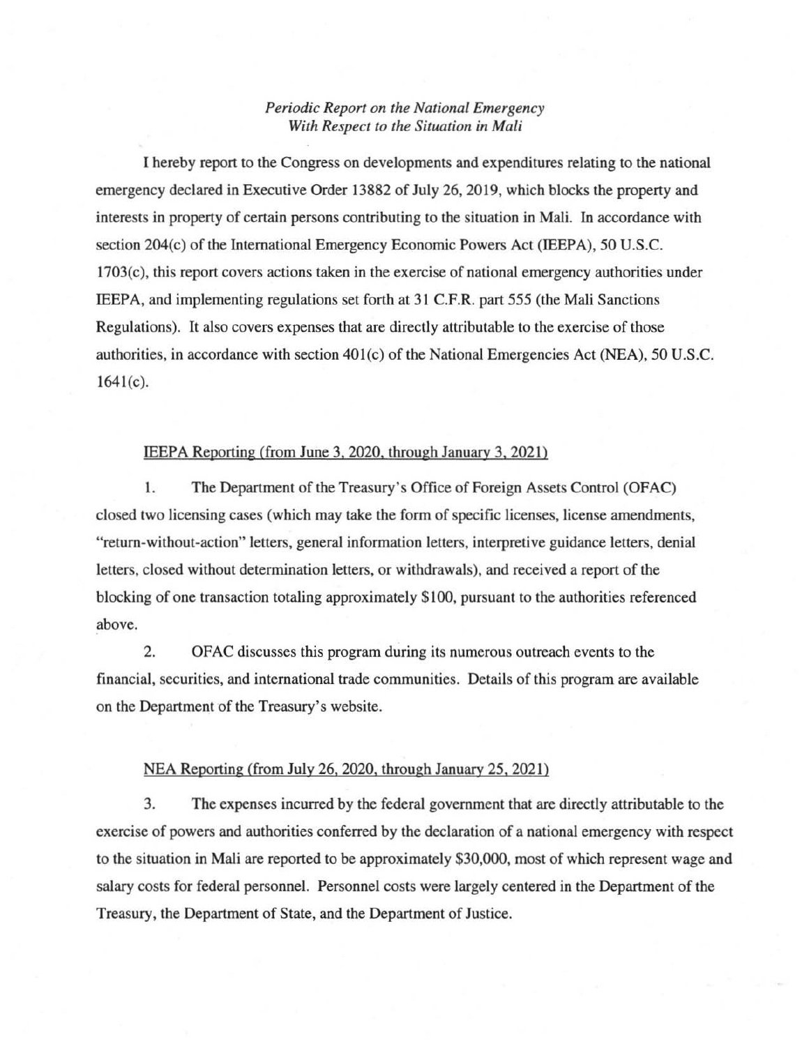*Periodic Report on the National Emergency*
*With Respect to the Situation in Mali*

I hereby report to the Congress on developments and expenditures relating to the national emergency declared in Executive Order 13882 of July 26, 2019, which blocks the property and interests in property of certain persons contributing to the situation in Mali. In accordance with section 204(c) of the International Emergency Economic Powers Act (IEEPA), 50 U.S.C. 1703(c), this report covers actions taken in the exercise of national emergency authorities under IEEPA, and implementing regulations set forth at 31 C.F.R. part 555 (the Mali Sanctions Regulations). It also covers expenses that are directly attributable to the exercise of those authorities, in accordance with section 401(c) of the National Emergencies Act (NEA), 50 U.S.C. 1641(c).

<u>IEEPA Reporting (from June 3, 2020, through January 3, 2021)</u>

1. The Department of the Treasury's Office of Foreign Assets Control (OFAC) closed two licensing cases (which may take the form of specific licenses, license amendments, "return-without-action" letters, general information letters, interpretive guidance letters, denial letters, closed without determination letters, or withdrawals), and received a report of the blocking of one transaction totaling approximately $100, pursuant to the authorities referenced above.

2. OFAC discusses this program during its numerous outreach events to the financial, securities, and international trade communities. Details of this program are available on the Department of the Treasury's website.

<u>NEA Reporting (from July 26, 2020, through January 25, 2021)</u>

3. The expenses incurred by the federal government that are directly attributable to the exercise of powers and authorities conferred by the declaration of a national emergency with respect to the situation in Mali are reported to be approximately $30,000, most of which represent wage and salary costs for federal personnel. Personnel costs were largely centered in the Department of the Treasury, the Department of State, and the Department of Justice.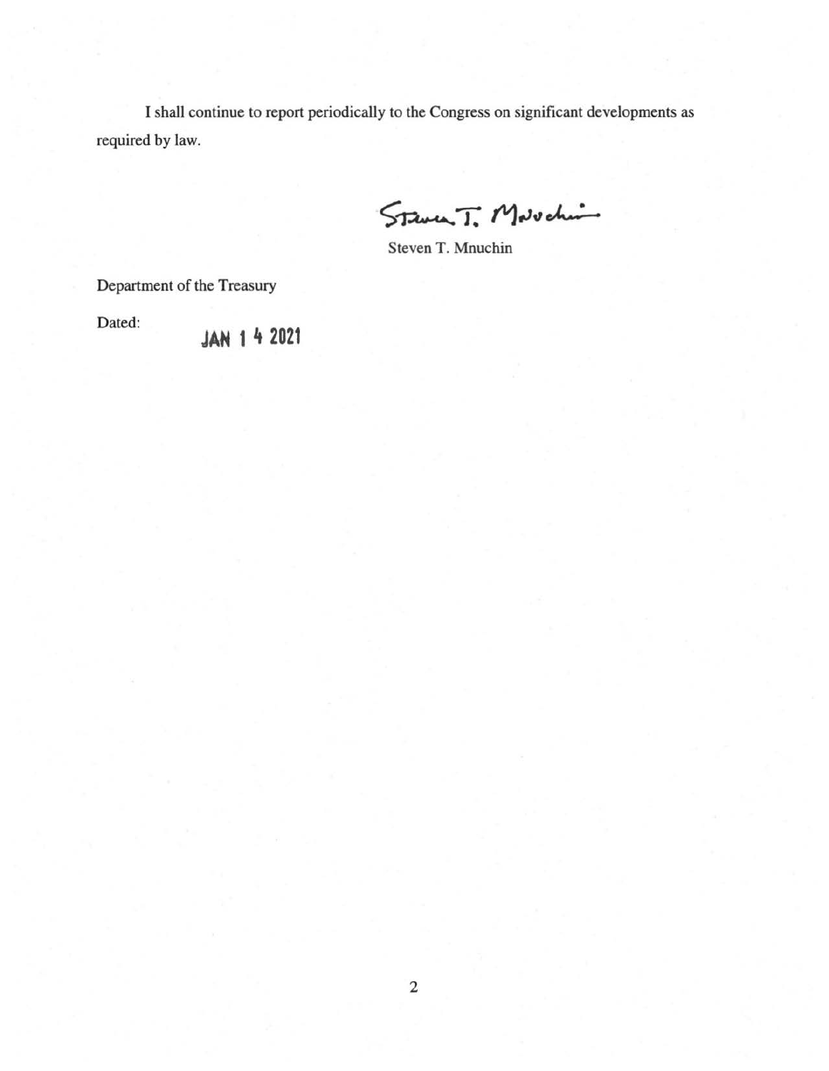I shall continue to report periodically to the Congress on significant developments as required by law.

Steven T. Mnuchin

Steven T. Mnuchin

Department of the Treasury

Dated: JAN 14 2021